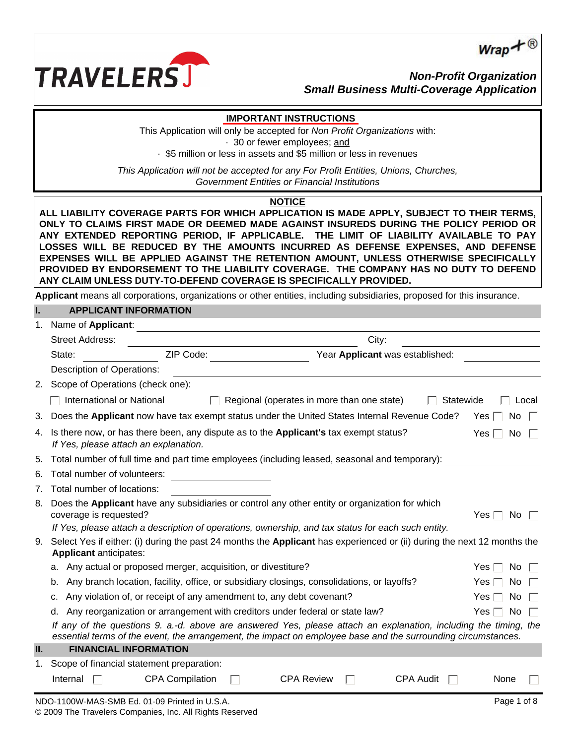TRAVELERS

Wrap+®

## Non-Profit Organization Small Business Multi-Coverage Application

**IMPORTANT INSTRUCTIONS**

This Application will only be accepted for *Non Profit Organizations* with:

- 30 or fewer employees; and
- $5 million or less in assets and $5 million or less in revenues

*This Application will not be accepted for any For Profit Entities, Unions, Churches, Government Entities or Financial Institutions*

**NOTICE**

**ALL LIABILITY COVERAGE PARTS FOR WHICH APPLICATION IS MADE APPLY, SUBJECT TO THEIR TERMS, ONLY TO CLAIMS FIRST MADE OR DEEMED MADE AGAINST INSUREDS DURING THE POLICY PERIOD OR ANY EXTENDED REPORTING PERIOD, IF APPLICABLE. THE LIMIT OF LIABILITY AVAILABLE TO PAY LOSSES WILL BE REDUCED BY THE AMOUNTS INCURRED AS DEFENSE EXPENSES, AND DEFENSE EXPENSES WILL BE APPLIED AGAINST THE RETENTION AMOUNT, UNLESS OTHERWISE SPECIFICALLY PROVIDED BY ENDORSEMENT TO THE LIABILITY COVERAGE. THE COMPANY HAS NO DUTY TO DEFEND ANY CLAIM UNLESS DUTY-TO-DEFEND COVERAGE IS SPECIFICALLY PROVIDED.**

**Applicant** means all corporations, organizations or other entities, including subsidiaries, proposed for this insurance.

## I. APPLICANT INFORMATION

1. Name of **Applicant**: ____________________

   Street Address: ____________________ City: ____________________

   State: ____________ ZIP Code: ____________ Year **Applicant** was established: ____________

   Description of Operations: ____________________

2. Scope of Operations (check one):

   ☐ International or National ☐ Regional (operates in more than one state) ☐ Statewide ☐ Local

3. Does the **Applicant** now have tax exempt status under the United States Internal Revenue Code? Yes ☐ No ☐

4. Is there now, or has there been, any dispute as to the **Applicant's** tax exempt status? Yes ☐ No ☐
   *If Yes, please attach an explanation.*

5. Total number of full time and part time employees (including leased, seasonal and temporary): ____________

6. Total number of volunteers: ____________

7. Total number of locations: ____________

8. Does the **Applicant** have any subsidiaries or control any other entity or organization for which coverage is requested? Yes ☐ No ☐
   *If Yes, please attach a description of operations, ownership, and tax status for each such entity.*

9. Select Yes if either: (i) during the past 24 months the **Applicant** has experienced or (ii) during the next 12 months the **Applicant** anticipates:

   a. Any actual or proposed merger, acquisition, or divestiture? Yes ☐ No ☐

   b. Any branch location, facility, office, or subsidiary closings, consolidations, or layoffs? Yes ☐ No ☐

   c. Any violation of, or receipt of any amendment to, any debt covenant? Yes ☐ No ☐

   d. Any reorganization or arrangement with creditors under federal or state law? Yes ☐ No ☐

   *If any of the questions 9. a.-d. above are answered Yes, please attach an explanation, including the timing, the essential terms of the event, the arrangement, the impact on employee base and the surrounding circumstances.*

## II. FINANCIAL INFORMATION

1. Scope of financial statement preparation:

   Internal ☐ CPA Compilation ☐ CPA Review ☐ CPA Audit ☐ None ☐

NDO-1100W-MAS-SMB Ed. 01-09 Printed in U.S.A.
© 2009 The Travelers Companies, Inc. All Rights Reserved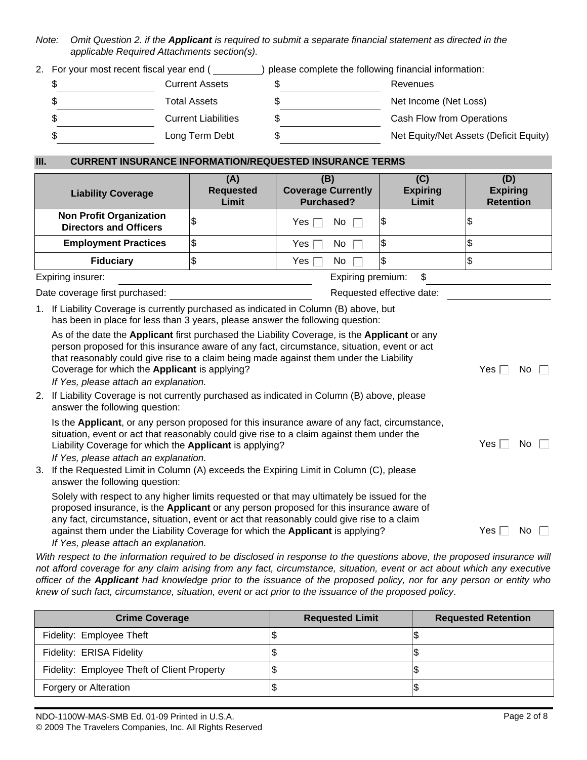*Note: Omit Question 2. if the **Applicant** is required to submit a separate financial statement as directed in the applicable Required Attachments section(s).*

2. For your most recent fiscal year end ( \_\_\_\_\_\_\_\_\_ ) please complete the following financial information:

| | | | |
|---|---|---|---|
| $ | Current Assets | $ | Revenues |
| $ | Total Assets | $ | Net Income (Net Loss) |
| $ | Current Liabilities | $ | Cash Flow from Operations |
| $ | Long Term Debt | $ | Net Equity/Net Assets (Deficit Equity) |

## III. CURRENT INSURANCE INFORMATION/REQUESTED INSURANCE TERMS

| Liability Coverage | (A) Requested Limit | (B) Coverage Currently Purchased? | (C) Expiring Limit | (D) Expiring Retention |
|---|---|---|---|---|
| **Non Profit Organization Directors and Officers** | $ | Yes ☐ No ☐ | $ | $ |
| **Employment Practices** | $ | Yes ☐ No ☐ | $ | $ |
| **Fiduciary** | $ | Yes ☐ No ☐ | $ | $ |

Expiring insurer: \_\_\_\_\_\_\_\_\_\_\_\_\_\_\_\_\_\_\_\_ Expiring premium: $ \_\_\_\_\_\_\_\_\_\_\_\_

Date coverage first purchased: \_\_\_\_\_\_\_\_\_\_\_\_\_\_\_\_\_\_\_\_ Requested effective date: \_\_\_\_\_\_\_\_\_\_\_\_

1. If Liability Coverage is currently purchased as indicated in Column (B) above, but has been in place for less than 3 years, please answer the following question:

   As of the date the **Applicant** first purchased the Liability Coverage, is the **Applicant** or any person proposed for this insurance aware of any fact, circumstance, situation, event or act that reasonably could give rise to a claim being made against them under the Liability Coverage for which the **Applicant** is applying? Yes ☐ No ☐

   *If Yes, please attach an explanation.*

2. If Liability Coverage is not currently purchased as indicated in Column (B) above, please answer the following question:

   Is the **Applicant**, or any person proposed for this insurance aware of any fact, circumstance, situation, event or act that reasonably could give rise to a claim against them under the Liability Coverage for which the **Applicant** is applying? Yes ☐ No ☐

   *If Yes, please attach an explanation.*

3. If the Requested Limit in Column (A) exceeds the Expiring Limit in Column (C), please answer the following question:

   Solely with respect to any higher limits requested or that may ultimately be issued for the proposed insurance, is the **Applicant** or any person proposed for this insurance aware of any fact, circumstance, situation, event or act that reasonably could give rise to a claim against them under the Liability Coverage for which the **Applicant** is applying? Yes ☐ No ☐

   *If Yes, please attach an explanation.*

*With respect to the information required to be disclosed in response to the questions above, the proposed insurance will not afford coverage for any claim arising from any fact, circumstance, situation, event or act about which any executive officer of the **Applicant** had knowledge prior to the issuance of the proposed policy, nor for any person or entity who knew of such fact, circumstance, situation, event or act prior to the issuance of the proposed policy.*

| Crime Coverage | Requested Limit | Requested Retention |
|---|---|---|
| Fidelity: Employee Theft | $ | $ |
| Fidelity: ERISA Fidelity | $ | $ |
| Fidelity: Employee Theft of Client Property | $ | $ |
| Forgery or Alteration | $ | $ |

NDO-1100W-MAS-SMB Ed. 01-09 Printed in U.S.A.
© 2009 The Travelers Companies, Inc. All Rights Reserved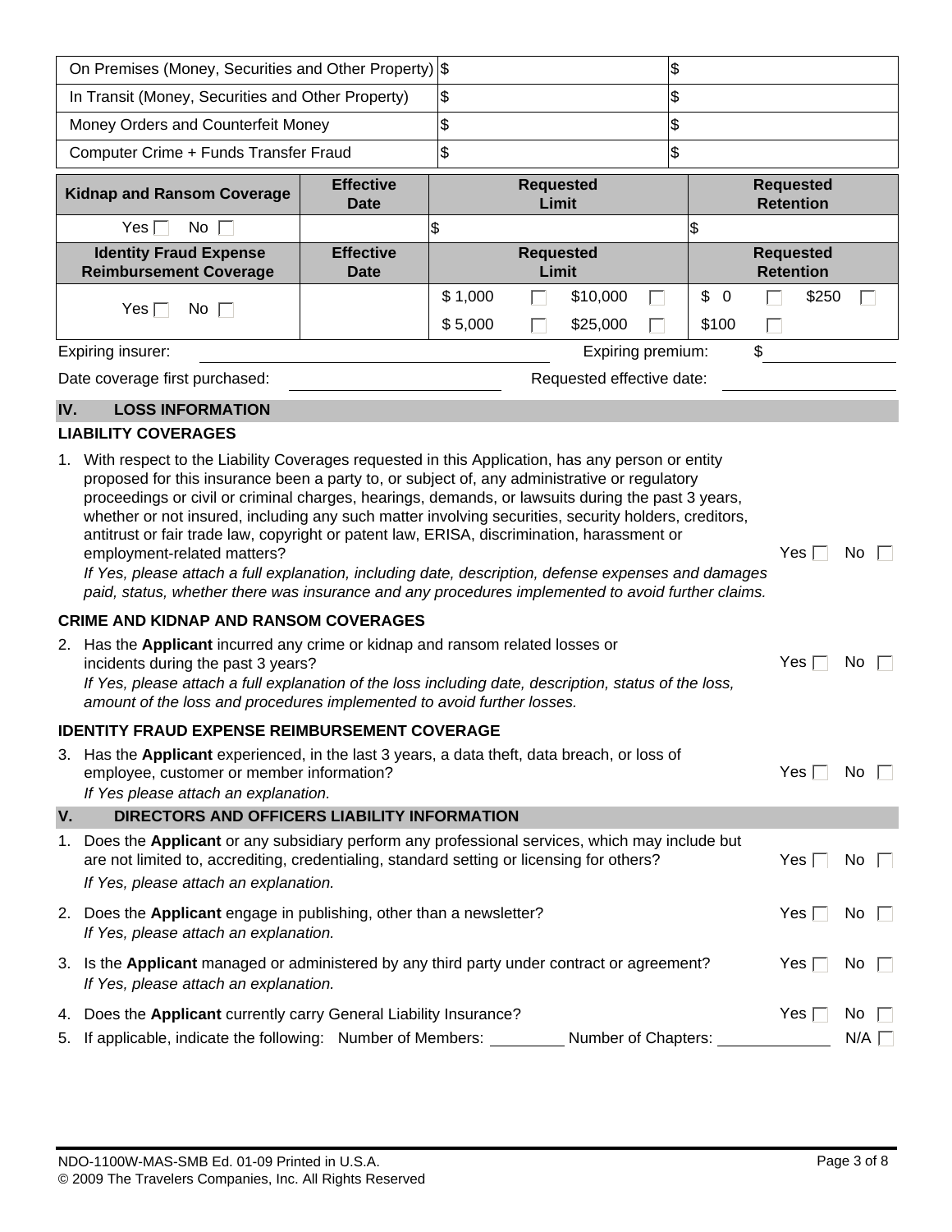| On Premises (Money, Securities and Other Property) | $ | $ |
|---|---|---|
| In Transit (Money, Securities and Other Property) | $ | $ |
| Money Orders and Counterfeit Money | $ | $ |
| Computer Crime + Funds Transfer Fraud | $ | $ |

| Kidnap and Ransom Coverage | Effective Date | Requested Limit | Requested Retention |
|---|---|---|---|
| Yes ☐ No ☐ | | $ | $ |

| Identity Fraud Expense Reimbursement Coverage | Effective Date | Requested Limit | | Requested Retention | |
|---|---|---|---|---|---|
| Yes ☐ No ☐ | | $ 1,000 ☐ | $10,000 ☐ | $ 0 ☐ | $250 ☐ |
| | | $ 5,000 ☐ | $25,000 ☐ | $100 ☐ | |

Expiring insurer: ______________________ Expiring premium: $ ____________

Date coverage first purchased: ______________________ Requested effective date: ____________

## IV. LOSS INFORMATION

### LIABILITY COVERAGES

1. With respect to the Liability Coverages requested in this Application, has any person or entity proposed for this insurance been a party to, or subject of, any administrative or regulatory proceedings or civil or criminal charges, hearings, demands, or lawsuits during the past 3 years, whether or not insured, including any such matter involving securities, security holders, creditors, antitrust or fair trade law, copyright or patent law, ERISA, discrimination, harassment or employment-related matters? Yes ☐ No ☐
   *If Yes, please attach a full explanation, including date, description, defense expenses and damages paid, status, whether there was insurance and any procedures implemented to avoid further claims.*

### CRIME AND KIDNAP AND RANSOM COVERAGES

2. Has the **Applicant** incurred any crime or kidnap and ransom related losses or incidents during the past 3 years? Yes ☐ No ☐
   *If Yes, please attach a full explanation of the loss including date, description, status of the loss, amount of the loss and procedures implemented to avoid further losses.*

### IDENTITY FRAUD EXPENSE REIMBURSEMENT COVERAGE

3. Has the **Applicant** experienced, in the last 3 years, a data theft, data breach, or loss of employee, customer or member information? Yes ☐ No ☐
   *If Yes please attach an explanation.*

## V. DIRECTORS AND OFFICERS LIABILITY INFORMATION

1. Does the **Applicant** or any subsidiary perform any professional services, which may include but are not limited to, accrediting, credentialing, standard setting or licensing for others? Yes ☐ No ☐
   *If Yes, please attach an explanation.*
2. Does the **Applicant** engage in publishing, other than a newsletter? Yes ☐ No ☐
   *If Yes, please attach an explanation.*
3. Is the **Applicant** managed or administered by any third party under contract or agreement? Yes ☐ No ☐
   *If Yes, please attach an explanation.*
4. Does the **Applicant** currently carry General Liability Insurance? Yes ☐ No ☐
5. If applicable, indicate the following: Number of Members: ________ Number of Chapters: ____________ N/A ☐

NDO-1100W-MAS-SMB Ed. 01-09 Printed in U.S.A.
© 2009 The Travelers Companies, Inc. All Rights Reserved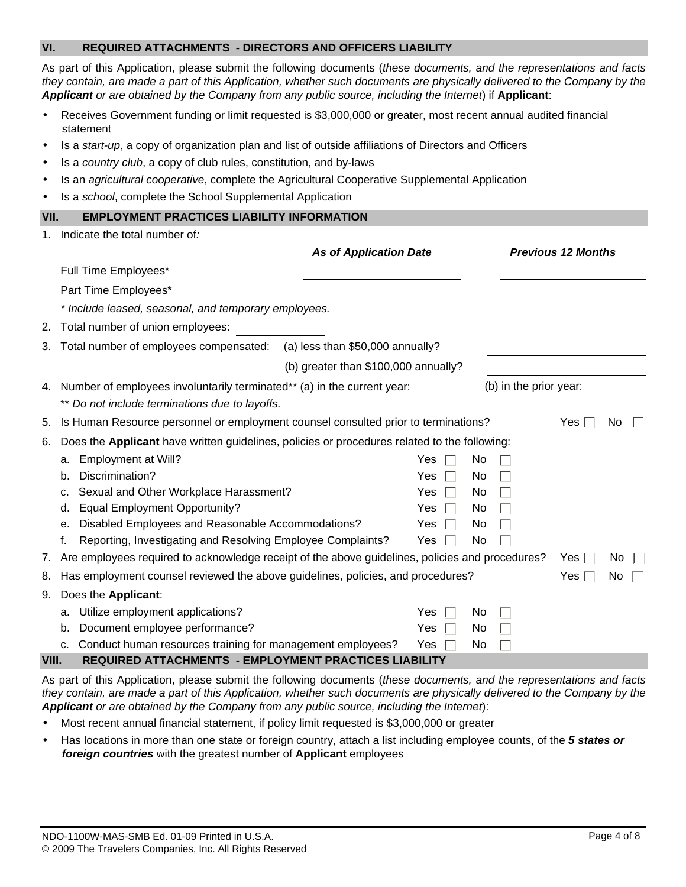## VI. REQUIRED ATTACHMENTS - DIRECTORS AND OFFICERS LIABILITY

As part of this Application, please submit the following documents (*these documents, and the representations and facts they contain, are made a part of this Application, whether such documents are physically delivered to the Company by the **Applicant** or are obtained by the Company from any public source, including the Internet*) if **Applicant**:

- Receives Government funding or limit requested is $3,000,000 or greater, most recent annual audited financial statement
- Is a *start-up*, a copy of organization plan and list of outside affiliations of Directors and Officers
- Is a *country club*, a copy of club rules, constitution, and by-laws
- Is an *agricultural cooperative*, complete the Agricultural Cooperative Supplemental Application
- Is a *school*, complete the School Supplemental Application

## VII. EMPLOYMENT PRACTICES LIABILITY INFORMATION

1. Indicate the total number of*:*

| | ***As of Application Date*** | ***Previous 12 Months*** |
|---|---|---|
| Full Time Employees* | ______________ | ______________ |
| Part Time Employees* | ______________ | ______________ |

*\* Include leased, seasonal, and temporary employees.*

2. Total number of union employees: ______________
3. Total number of employees compensated: (a) less than $50,000 annually? ______________
   (b) greater than $100,000 annually? ______________
4. Number of employees involuntarily terminated** (a) in the current year: ________ (b) in the prior year: ________
   *\*\* Do not include terminations due to layoffs.*
5. Is Human Resource personnel or employment counsel consulted prior to terminations? Yes ☐ No ☐
6. Does the **Applicant** have written guidelines, policies or procedures related to the following:
   a. Employment at Will? Yes ☐ No ☐
   b. Discrimination? Yes ☐ No ☐
   c. Sexual and Other Workplace Harassment? Yes ☐ No ☐
   d. Equal Employment Opportunity? Yes ☐ No ☐
   e. Disabled Employees and Reasonable Accommodations? Yes ☐ No ☐
   f. Reporting, Investigating and Resolving Employee Complaints? Yes ☐ No ☐
7. Are employees required to acknowledge receipt of the above guidelines, policies and procedures? Yes ☐ No ☐
8. Has employment counsel reviewed the above guidelines, policies, and procedures? Yes ☐ No ☐
9. Does the **Applicant**:
   a. Utilize employment applications? Yes ☐ No ☐
   b. Document employee performance? Yes ☐ No ☐
   c. Conduct human resources training for management employees? Yes ☐ No ☐

## VIII. REQUIRED ATTACHMENTS - EMPLOYMENT PRACTICES LIABILITY

As part of this Application, please submit the following documents (*these documents, and the representations and facts they contain, are made a part of this Application, whether such documents are physically delivered to the Company by the **Applicant** or are obtained by the Company from any public source, including the Internet*):

- Most recent annual financial statement, if policy limit requested is $3,000,000 or greater
- Has locations in more than one state or foreign country, attach a list including employee counts, of the ***5 states or foreign countries*** with the greatest number of **Applicant** employees

NDO-1100W-MAS-SMB Ed. 01-09 Printed in U.S.A.
© 2009 The Travelers Companies, Inc. All Rights Reserved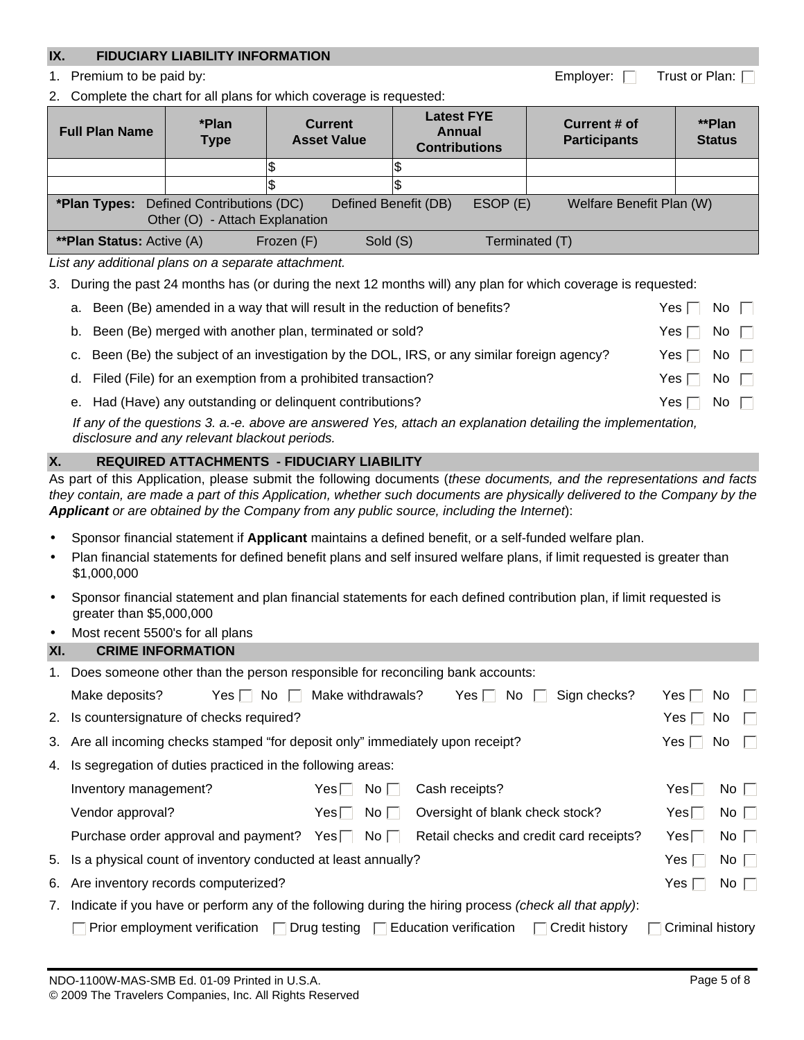## IX. FIDUCIARY LIABILITY INFORMATION

1. Premium to be paid by: Employer: ☐ Trust or Plan: ☐
2. Complete the chart for all plans for which coverage is requested:

| Full Plan Name | *Plan Type | Current Asset Value | Latest FYE Annual Contributions | Current # of Participants | **Plan Status |
|---|---|---|---|---|---|
| | | $ | $ | | |
| | | $ | $ | | |

**\*Plan Types:** Defined Contributions (DC) Defined Benefit (DB) ESOP (E) Welfare Benefit Plan (W) Other (O) - Attach Explanation

**\*\*Plan Status:** Active (A) Frozen (F) Sold (S) Terminated (T)

*List any additional plans on a separate attachment.*

3. During the past 24 months has (or during the next 12 months will) any plan for which coverage is requested:
   a. Been (Be) amended in a way that will result in the reduction of benefits? Yes ☐ No ☐
   b. Been (Be) merged with another plan, terminated or sold? Yes ☐ No ☐
   c. Been (Be) the subject of an investigation by the DOL, IRS, or any similar foreign agency? Yes ☐ No ☐
   d. Filed (File) for an exemption from a prohibited transaction? Yes ☐ No ☐
   e. Had (Have) any outstanding or delinquent contributions? Yes ☐ No ☐

   *If any of the questions 3. a.-e. above are answered Yes, attach an explanation detailing the implementation, disclosure and any relevant blackout periods.*

## X. REQUIRED ATTACHMENTS - FIDUCIARY LIABILITY

As part of this Application, please submit the following documents (*these documents, and the representations and facts they contain, are made a part of this Application, whether such documents are physically delivered to the Company by the **Applicant** or are obtained by the Company from any public source, including the Internet*):

- Sponsor financial statement if **Applicant** maintains a defined benefit, or a self-funded welfare plan.
- Plan financial statements for defined benefit plans and self insured welfare plans, if limit requested is greater than $1,000,000
- Sponsor financial statement and plan financial statements for each defined contribution plan, if limit requested is greater than $5,000,000
- Most recent 5500's for all plans

## XI. CRIME INFORMATION

1. Does someone other than the person responsible for reconciling bank accounts:
   Make deposits? Yes ☐ No ☐ Make withdrawals? Yes ☐ No ☐ Sign checks? Yes ☐ No ☐
2. Is countersignature of checks required? Yes ☐ No ☐
3. Are all incoming checks stamped "for deposit only" immediately upon receipt? Yes ☐ No ☐
4. Is segregation of duties practiced in the following areas:
   Inventory management? Yes ☐ No ☐ Cash receipts? Yes ☐ No ☐
   Vendor approval? Yes ☐ No ☐ Oversight of blank check stock? Yes ☐ No ☐
   Purchase order approval and payment? Yes ☐ No ☐ Retail checks and credit card receipts? Yes ☐ No ☐
5. Is a physical count of inventory conducted at least annually? Yes ☐ No ☐
6. Are inventory records computerized? Yes ☐ No ☐
7. Indicate if you have or perform any of the following during the hiring process *(check all that apply)*:
   ☐ Prior employment verification ☐ Drug testing ☐ Education verification ☐ Credit history ☐ Criminal history

NDO-1100W-MAS-SMB Ed. 01-09 Printed in U.S.A.
© 2009 The Travelers Companies, Inc. All Rights Reserved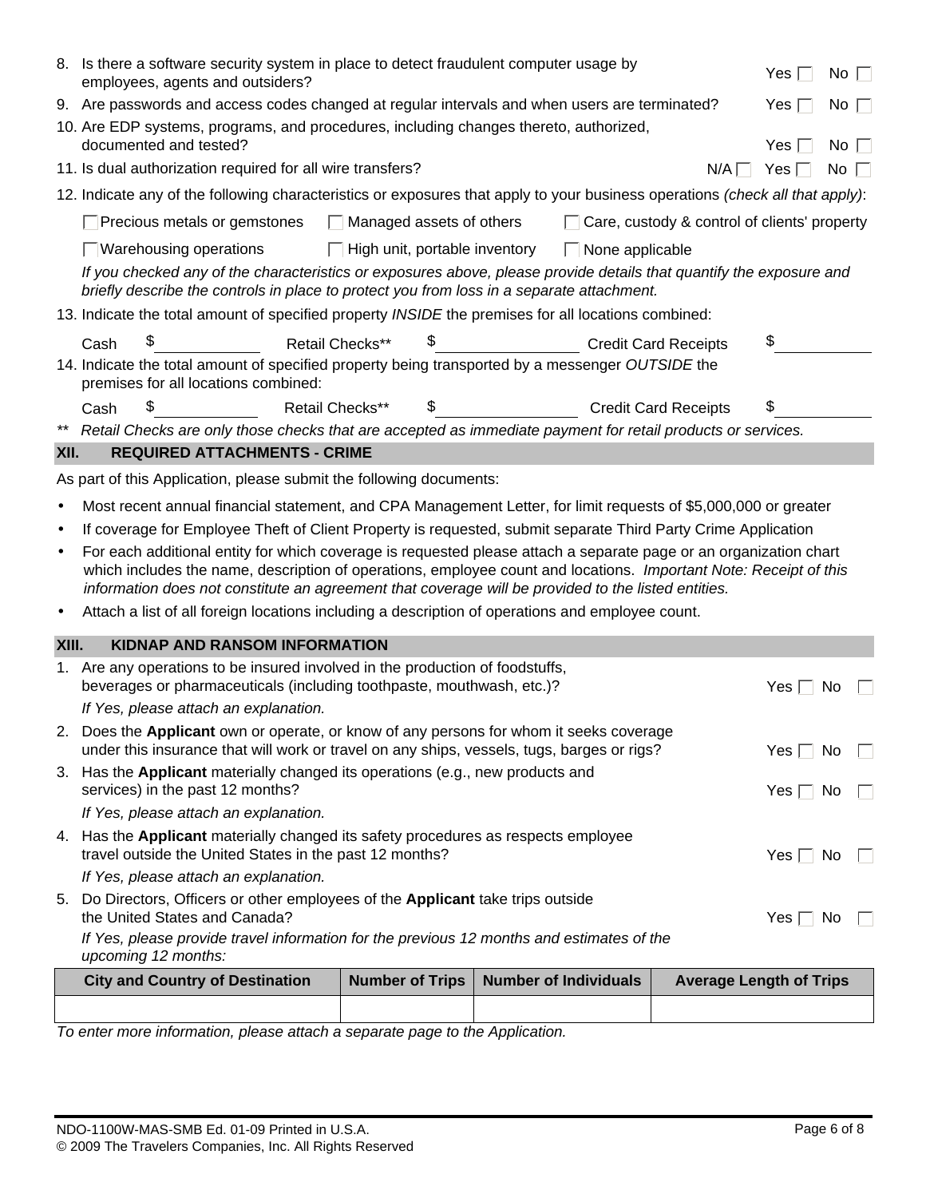8. Is there a software security system in place to detect fraudulent computer usage by employees, agents and outsiders? Yes ☐ No ☐
9. Are passwords and access codes changed at regular intervals and when users are terminated? Yes ☐ No ☐
10. Are EDP systems, programs, and procedures, including changes thereto, authorized, documented and tested? Yes ☐ No ☐
11. Is dual authorization required for all wire transfers? N/A ☐ Yes ☐ No ☐
12. Indicate any of the following characteristics or exposures that apply to your business operations *(check all that apply)*:

    ☐ Precious metals or gemstones ☐ Managed assets of others ☐ Care, custody & control of clients' property

    ☐ Warehousing operations ☐ High unit, portable inventory ☐ None applicable

    *If you checked any of the characteristics or exposures above, please provide details that quantify the exposure and briefly describe the controls in place to protect you from loss in a separate attachment.*
13. Indicate the total amount of specified property *INSIDE* the premises for all locations combined:

    Cash $__________ Retail Checks** $__________ Credit Card Receipts $__________
14. Indicate the total amount of specified property being transported by a messenger *OUTSIDE* the premises for all locations combined:

    Cash $__________ Retail Checks** $__________ Credit Card Receipts $__________

** *Retail Checks are only those checks that are accepted as immediate payment for retail products or services.*

## XII. REQUIRED ATTACHMENTS - CRIME

As part of this Application, please submit the following documents:

- Most recent annual financial statement, and CPA Management Letter, for limit requests of $5,000,000 or greater
- If coverage for Employee Theft of Client Property is requested, submit separate Third Party Crime Application
- For each additional entity for which coverage is requested please attach a separate page or an organization chart which includes the name, description of operations, employee count and locations. *Important Note: Receipt of this information does not constitute an agreement that coverage will be provided to the listed entities.*
- Attach a list of all foreign locations including a description of operations and employee count.

## XIII. KIDNAP AND RANSOM INFORMATION

1. Are any operations to be insured involved in the production of foodstuffs, beverages or pharmaceuticals (including toothpaste, mouthwash, etc.)? Yes ☐ No ☐

   *If Yes, please attach an explanation.*
2. Does the **Applicant** own or operate, or know of any persons for whom it seeks coverage under this insurance that will work or travel on any ships, vessels, tugs, barges or rigs? Yes ☐ No ☐
3. Has the **Applicant** materially changed its operations (e.g., new products and services) in the past 12 months? Yes ☐ No ☐

   *If Yes, please attach an explanation.*
4. Has the **Applicant** materially changed its safety procedures as respects employee travel outside the United States in the past 12 months? Yes ☐ No ☐

   *If Yes, please attach an explanation.*
5. Do Directors, Officers or other employees of the **Applicant** take trips outside the United States and Canada? Yes ☐ No ☐

   *If Yes, please provide travel information for the previous 12 months and estimates of the upcoming 12 months:*

| City and Country of Destination | Number of Trips | Number of Individuals | Average Length of Trips |
|---|---|---|---|
| | | | |

*To enter more information, please attach a separate page to the Application.*

NDO-1100W-MAS-SMB Ed. 01-09 Printed in U.S.A.
© 2009 The Travelers Companies, Inc. All Rights Reserved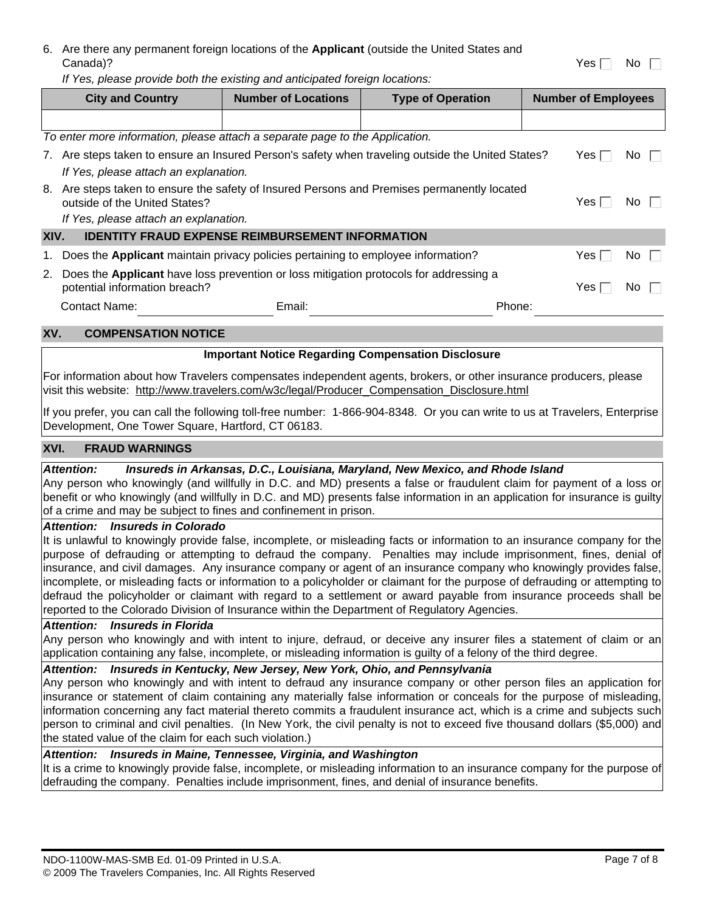6. Are there any permanent foreign locations of the **Applicant** (outside the United States and Canada)? Yes ☐ No ☐

   *If Yes, please provide both the existing and anticipated foreign locations:*

| City and Country | Number of Locations | Type of Operation | Number of Employees |
|---|---|---|---|
| | | | |

*To enter more information, please attach a separate page to the Application.*

7. Are steps taken to ensure an Insured Person's safety when traveling outside the United States? Yes ☐ No ☐

   *If Yes, please attach an explanation.*

8. Are steps taken to ensure the safety of Insured Persons and Premises permanently located outside of the United States? Yes ☐ No ☐

   *If Yes, please attach an explanation.*

## XIV. IDENTITY FRAUD EXPENSE REIMBURSEMENT INFORMATION

1. Does the **Applicant** maintain privacy policies pertaining to employee information? Yes ☐ No ☐
2. Does the **Applicant** have loss prevention or loss mitigation protocols for addressing a potential information breach? Yes ☐ No ☐

Contact Name: ____________________ Email: ____________________________ Phone: ________________

## XV. COMPENSATION NOTICE

**Important Notice Regarding Compensation Disclosure**

For information about how Travelers compensates independent agents, brokers, or other insurance producers, please visit this website: http://www.travelers.com/w3c/legal/Producer_Compensation_Disclosure.html

If you prefer, you can call the following toll-free number: 1-866-904-8348. Or you can write to us at Travelers, Enterprise Development, One Tower Square, Hartford, CT 06183.

## XVI. FRAUD WARNINGS

***Attention: Insureds in Arkansas, D.C., Louisiana, Maryland, New Mexico, and Rhode Island***

Any person who knowingly (and willfully in D.C. and MD) presents a false or fraudulent claim for payment of a loss or benefit or who knowingly (and willfully in D.C. and MD) presents false information in an application for insurance is guilty of a crime and may be subject to fines and confinement in prison.

***Attention: Insureds in Colorado***

It is unlawful to knowingly provide false, incomplete, or misleading facts or information to an insurance company for the purpose of defrauding or attempting to defraud the company. Penalties may include imprisonment, fines, denial of insurance, and civil damages. Any insurance company or agent of an insurance company who knowingly provides false, incomplete, or misleading facts or information to a policyholder or claimant for the purpose of defrauding or attempting to defraud the policyholder or claimant with regard to a settlement or award payable from insurance proceeds shall be reported to the Colorado Division of Insurance within the Department of Regulatory Agencies.

***Attention: Insureds in Florida***

Any person who knowingly and with intent to injure, defraud, or deceive any insurer files a statement of claim or an application containing any false, incomplete, or misleading information is guilty of a felony of the third degree.

***Attention: Insureds in Kentucky, New Jersey, New York, Ohio, and Pennsylvania***

Any person who knowingly and with intent to defraud any insurance company or other person files an application for insurance or statement of claim containing any materially false information or conceals for the purpose of misleading, information concerning any fact material thereto commits a fraudulent insurance act, which is a crime and subjects such person to criminal and civil penalties. (In New York, the civil penalty is not to exceed five thousand dollars ($5,000) and the stated value of the claim for each such violation.)

***Attention: Insureds in Maine, Tennessee, Virginia, and Washington***

It is a crime to knowingly provide false, incomplete, or misleading information to an insurance company for the purpose of defrauding the company. Penalties include imprisonment, fines, and denial of insurance benefits.

NDO-1100W-MAS-SMB Ed. 01-09 Printed in U.S.A.
© 2009 The Travelers Companies, Inc. All Rights Reserved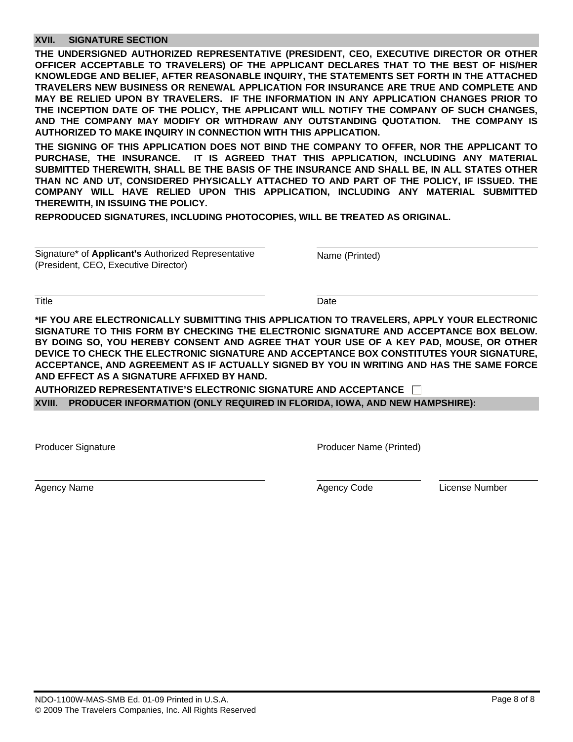## XVII. SIGNATURE SECTION

**THE UNDERSIGNED AUTHORIZED REPRESENTATIVE (PRESIDENT, CEO, EXECUTIVE DIRECTOR OR OTHER OFFICER ACCEPTABLE TO TRAVELERS) OF THE APPLICANT DECLARES THAT TO THE BEST OF HIS/HER KNOWLEDGE AND BELIEF, AFTER REASONABLE INQUIRY, THE STATEMENTS SET FORTH IN THE ATTACHED TRAVELERS NEW BUSINESS OR RENEWAL APPLICATION FOR INSURANCE ARE TRUE AND COMPLETE AND MAY BE RELIED UPON BY TRAVELERS. IF THE INFORMATION IN ANY APPLICATION CHANGES PRIOR TO THE INCEPTION DATE OF THE POLICY, THE APPLICANT WILL NOTIFY THE COMPANY OF SUCH CHANGES, AND THE COMPANY MAY MODIFY OR WITHDRAW ANY OUTSTANDING QUOTATION. THE COMPANY IS AUTHORIZED TO MAKE INQUIRY IN CONNECTION WITH THIS APPLICATION.**

**THE SIGNING OF THIS APPLICATION DOES NOT BIND THE COMPANY TO OFFER, NOR THE APPLICANT TO PURCHASE, THE INSURANCE. IT IS AGREED THAT THIS APPLICATION, INCLUDING ANY MATERIAL SUBMITTED THEREWITH, SHALL BE THE BASIS OF THE INSURANCE AND SHALL BE, IN ALL STATES OTHER THAN NC AND UT, CONSIDERED PHYSICALLY ATTACHED TO AND PART OF THE POLICY, IF ISSUED. THE COMPANY WILL HAVE RELIED UPON THIS APPLICATION, INCLUDING ANY MATERIAL SUBMITTED THEREWITH, IN ISSUING THE POLICY.**

**REPRODUCED SIGNATURES, INCLUDING PHOTOCOPIES, WILL BE TREATED AS ORIGINAL.**

______________________________________
Signature* of **Applicant's** Authorized Representative (President, CEO, Executive Director)

______________________________________
Name (Printed)

______________________________________
Title

______________________________________
Date

***IF YOU ARE ELECTRONICALLY SUBMITTING THIS APPLICATION TO TRAVELERS, APPLY YOUR ELECTRONIC SIGNATURE TO THIS FORM BY CHECKING THE ELECTRONIC SIGNATURE AND ACCEPTANCE BOX BELOW. BY DOING SO, YOU HEREBY CONSENT AND AGREE THAT YOUR USE OF A KEY PAD, MOUSE, OR OTHER DEVICE TO CHECK THE ELECTRONIC SIGNATURE AND ACCEPTANCE BOX CONSTITUTES YOUR SIGNATURE, ACCEPTANCE, AND AGREEMENT AS IF ACTUALLY SIGNED BY YOU IN WRITING AND HAS THE SAME FORCE AND EFFECT AS A SIGNATURE AFFIXED BY HAND.**

**AUTHORIZED REPRESENTATIVE'S ELECTRONIC SIGNATURE AND ACCEPTANCE** ☐

## XVIII. PRODUCER INFORMATION (ONLY REQUIRED IN FLORIDA, IOWA, AND NEW HAMPSHIRE):

______________________________________
Producer Signature

______________________________________
Producer Name (Printed)

______________________________________
Agency Name

____________________
Agency Code

____________________
License Number

NDO-1100W-MAS-SMB Ed. 01-09 Printed in U.S.A.
© 2009 The Travelers Companies, Inc. All Rights Reserved